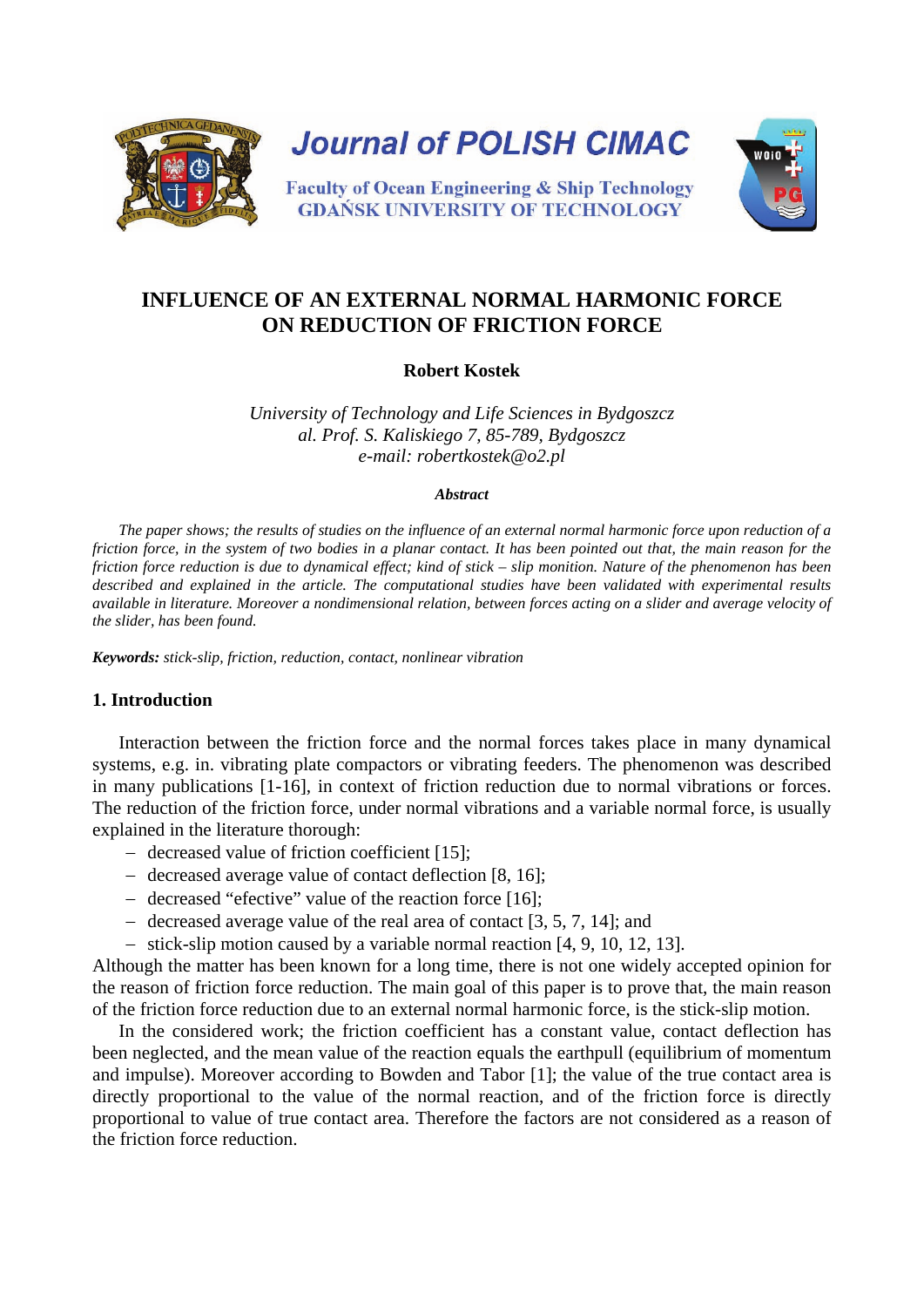Journal of POLISH CIMAC

Faculty of Ocean Engineering & Ship Technology
GDAŃSK UNIVERSITY OF TECHNOLOGY

# INFLUENCE OF AN EXTERNAL NORMAL HARMONIC FORCE ON REDUCTION OF FRICTION FORCE

**Robert Kostek**

*University of Technology and Life Sciences in Bydgoszcz*
*al. Prof. S. Kaliskiego 7, 85-789, Bydgoszcz*
*e-mail: robertkostek@o2.pl*

***Abstract***

*The paper shows; the results of studies on the influence of an external normal harmonic force upon reduction of a friction force, in the system of two bodies in a planar contact. It has been pointed out that, the main reason for the friction force reduction is due to dynamical effect; kind of stick – slip monition. Nature of the phenomenon has been described and explained in the article. The computational studies have been validated with experimental results available in literature. Moreover a nondimensional relation, between forces acting on a slider and average velocity of the slider, has been found.*

***Keywords:*** *stick-slip, friction, reduction, contact, nonlinear vibration*

## 1. Introduction

Interaction between the friction force and the normal forces takes place in many dynamical systems, e.g. in. vibrating plate compactors or vibrating feeders. The phenomenon was described in many publications [1-16], in context of friction reduction due to normal vibrations or forces. The reduction of the friction force, under normal vibrations and a variable normal force, is usually explained in the literature thorough:

- decreased value of friction coefficient [15];
- decreased average value of contact deflection [8, 16];
- decreased "efective" value of the reaction force [16];
- decreased average value of the real area of contact [3, 5, 7, 14]; and
- stick-slip motion caused by a variable normal reaction [4, 9, 10, 12, 13].

Although the matter has been known for a long time, there is not one widely accepted opinion for the reason of friction force reduction. The main goal of this paper is to prove that, the main reason of the friction force reduction due to an external normal harmonic force, is the stick-slip motion.

In the considered work; the friction coefficient has a constant value, contact deflection has been neglected, and the mean value of the reaction equals the earthpull (equilibrium of momentum and impulse). Moreover according to Bowden and Tabor [1]; the value of the true contact area is directly proportional to the value of the normal reaction, and of the friction force is directly proportional to value of true contact area. Therefore the factors are not considered as a reason of the friction force reduction.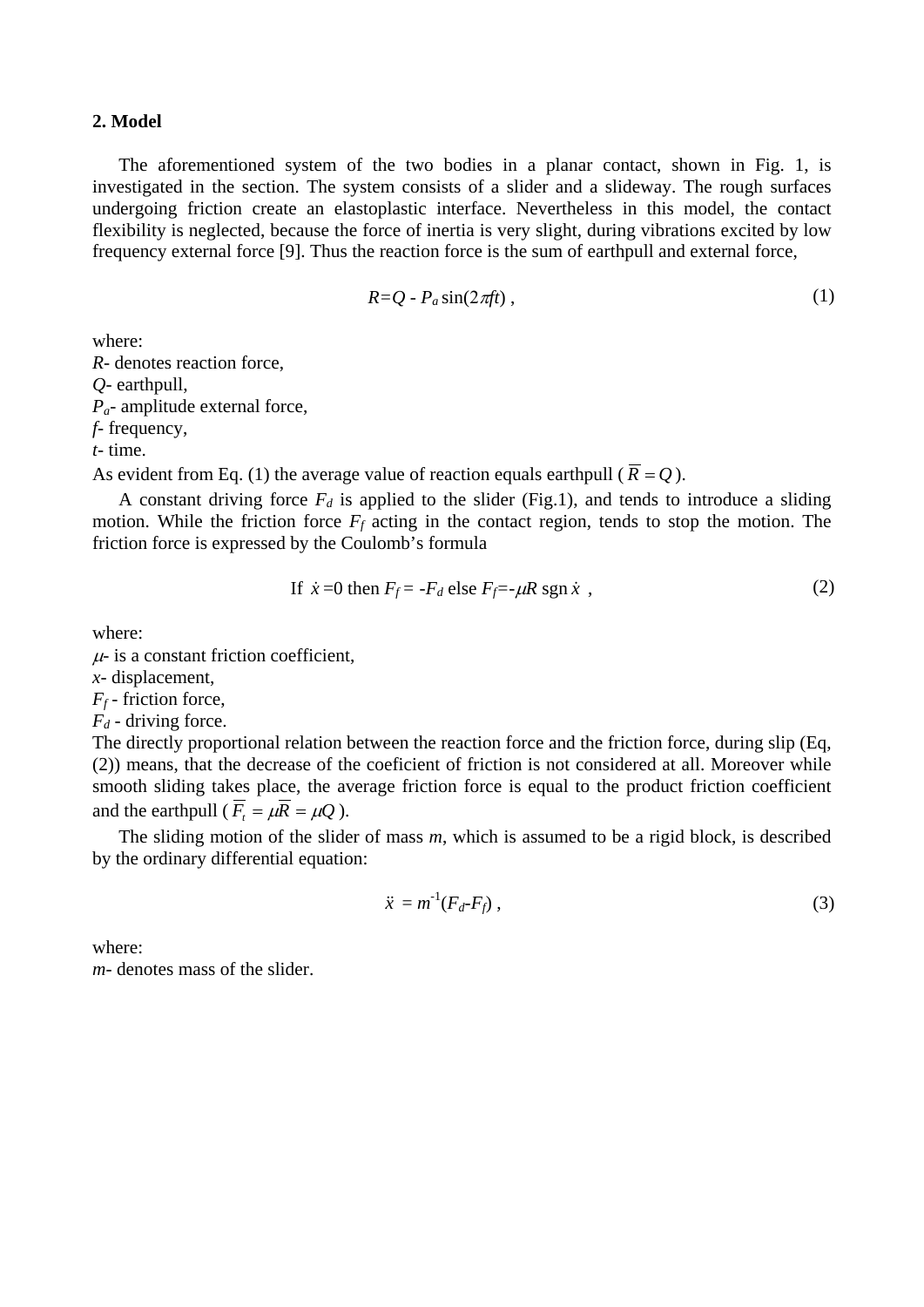## 2. Model

The aforementioned system of the two bodies in a planar contact, shown in Fig. 1, is investigated in the section. The system consists of a slider and a slideway. The rough surfaces undergoing friction create an elastoplastic interface. Nevertheless in this model, the contact flexibility is neglected, because the force of inertia is very slight, during vibrations excited by low frequency external force [9]. Thus the reaction force is the sum of earthpull and external force,

$$R = Q - P_a \sin(2\pi f t) \,, \tag{1}$$

where:  
$R$- denotes reaction force,  
$Q$- earthpull,  
$P_a$- amplitude external force,  
$f$- frequency,  
$t$- time.  
As evident from Eq. (1) the average value of reaction equals earthpull ($\overline{R} = Q$).

A constant driving force $F_d$ is applied to the slider (Fig.1), and tends to introduce a sliding motion. While the friction force $F_f$ acting in the contact region, tends to stop the motion. The friction force is expressed by the Coulomb's formula

$$\text{If } \dot{x} = 0 \text{ then } F_f = -F_d \text{ else } F_f = -\mu R \operatorname{sgn} \dot{x} \,, \tag{2}$$

where:  
$\mu$- is a constant friction coefficient,  
$x$- displacement,  
$F_f$ - friction force,  
$F_d$ - driving force.  
The directly proportional relation between the reaction force and the friction force, during slip (Eq, (2)) means, that the decrease of the coeficient of friction is not considered at all. Moreover while smooth sliding takes place, the average friction force is equal to the product friction coefficient and the earthpull ($\overline{F_t} = \mu \overline{R} = \mu Q$).

The sliding motion of the slider of mass $m$, which is assumed to be a rigid block, is described by the ordinary differential equation:

$$\ddot{x} = m^{-1}(F_d - F_f) \,, \tag{3}$$

where:  
$m$- denotes mass of the slider.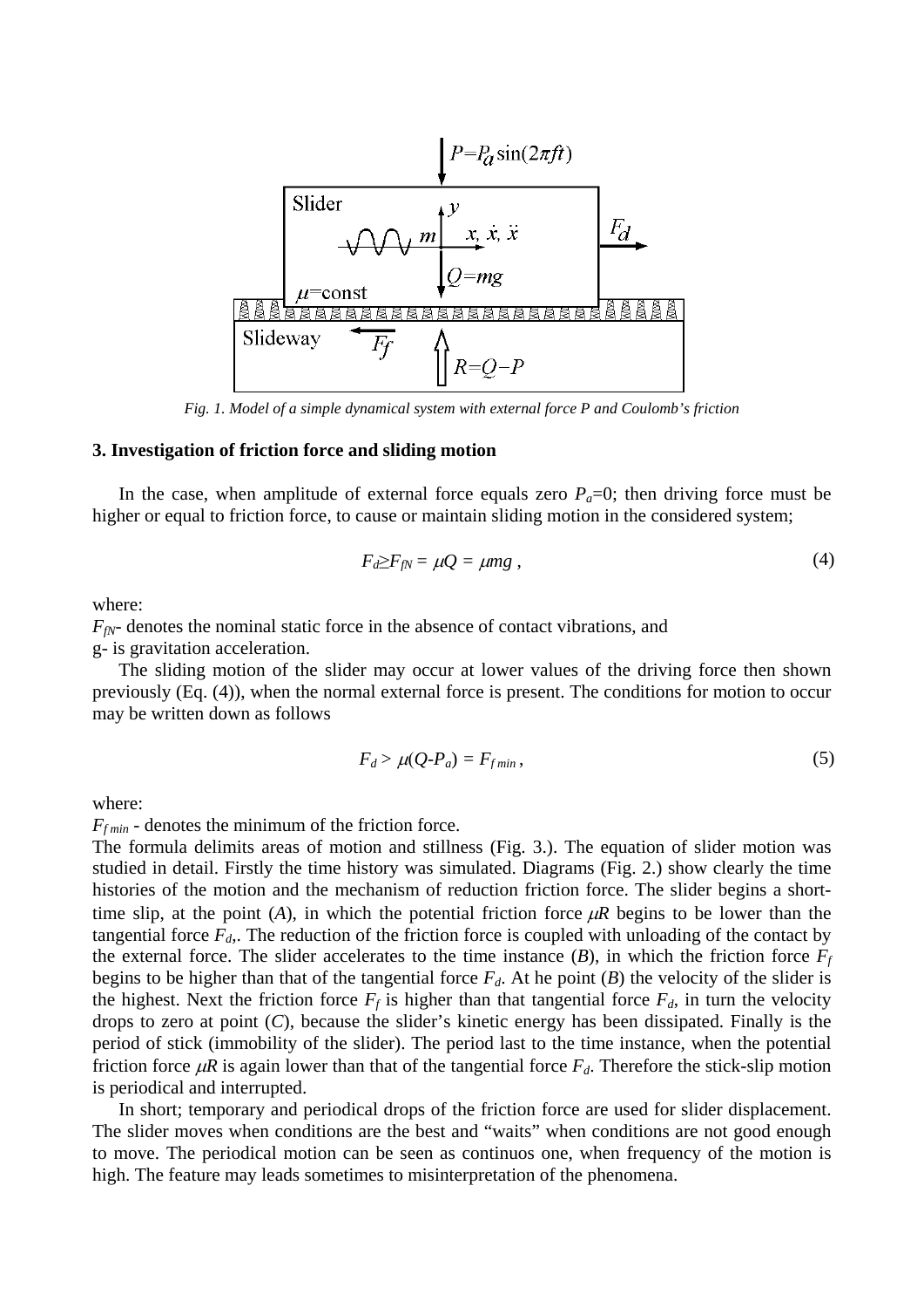Fig. 1. Model of a simple dynamical system with external force P and Coulomb's friction

### 3. Investigation of friction force and sliding motion

In the case, when amplitude of external force equals zero $P_a$=0; then driving force must be higher or equal to friction force, to cause or maintain sliding motion in the considered system;

$$F_d \geq F_{fN} = \mu Q = \mu mg \;, \tag{4}$$

where:

$F_{fN}$- denotes the nominal static force in the absence of contact vibrations, and
g- is gravitation acceleration.

The sliding motion of the slider may occur at lower values of the driving force then shown previously (Eq. (4)), when the normal external force is present. The conditions for motion to occur may be written down as follows

$$F_d > \mu(Q\text{-}P_a) = F_{f\,min}\,, \tag{5}$$

where:

$F_{f\,min}$ - denotes the minimum of the friction force.

The formula delimits areas of motion and stillness (Fig. 3.). The equation of slider motion was studied in detail. Firstly the time history was simulated. Diagrams (Fig. 2.) show clearly the time histories of the motion and the mechanism of reduction friction force. The slider begins a short-time slip, at the point (*A*), in which the potential friction force $\mu R$ begins to be lower than the tangential force $F_d$,. The reduction of the friction force is coupled with unloading of the contact by the external force. The slider accelerates to the time instance (*B*), in which the friction force $F_f$ begins to be higher than that of the tangential force $F_d$. At he point (*B*) the velocity of the slider is the highest. Next the friction force $F_f$ is higher than that tangential force $F_d$, in turn the velocity drops to zero at point (*C*), because the slider's kinetic energy has been dissipated. Finally is the period of stick (immobility of the slider). The period last to the time instance, when the potential friction force $\mu R$ is again lower than that of the tangential force $F_d$. Therefore the stick-slip motion is periodical and interrupted.

In short; temporary and periodical drops of the friction force are used for slider displacement. The slider moves when conditions are the best and "waits" when conditions are not good enough to move. The periodical motion can be seen as continuos one, when frequency of the motion is high. The feature may leads sometimes to misinterpretation of the phenomena.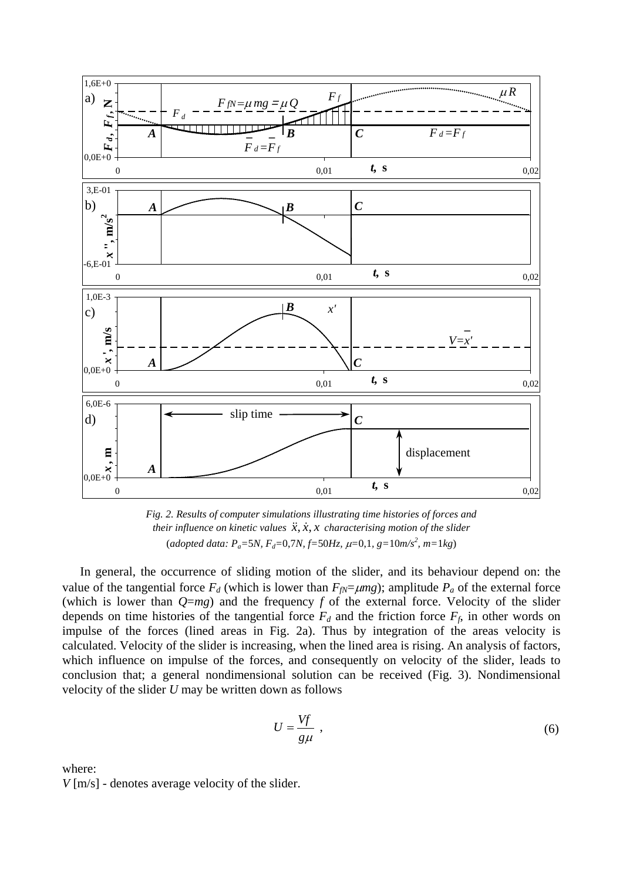*Fig. 2. Results of computer simulations illustrating time histories of forces and their influence on kinetic values $\ddot{x}, \dot{x}, x$ characterising motion of the slider*
(*adopted data: $P_a$=5N, $F_d$=0,7N, f=50Hz, $\mu$=0,1, g=10m/s$^2$, m=1kg*)

In general, the occurrence of sliding motion of the slider, and its behaviour depend on: the value of the tangential force $F_d$ (which is lower than $F_{fN}=\mu mg$); amplitude $P_a$ of the external force (which is lower than $Q=mg$) and the frequency $f$ of the external force. Velocity of the slider depends on time histories of the tangential force $F_d$ and the friction force $F_f$, in other words on impulse of the forces (lined areas in Fig. 2a). Thus by integration of the areas velocity is calculated. Velocity of the slider is increasing, when the lined area is rising. An analysis of factors, which influence on impulse of the forces, and consequently on velocity of the slider, leads to conclusion that; a general nondimensional solution can be received (Fig. 3). Nondimensional velocity of the slider $U$ may be written down as follows

$$U = \frac{Vf}{g\mu} \ , \tag{6}$$

where:
$V$ [m/s] - denotes average velocity of the slider.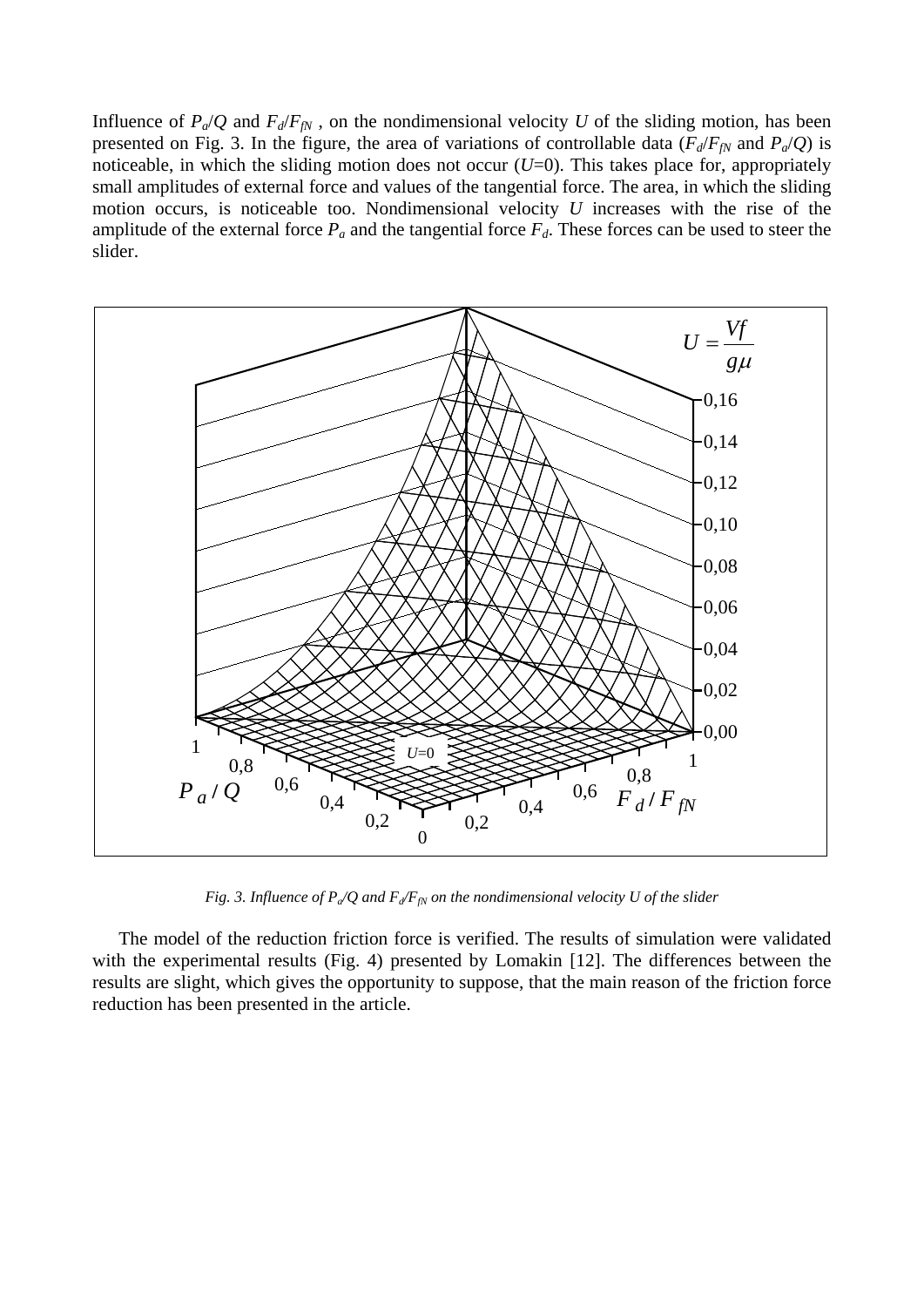Influence of $P_a/Q$ and $F_d/F_{fN}$ , on the nondimensional velocity $U$ of the sliding motion, has been presented on Fig. 3. In the figure, the area of variations of controllable data ($F_d/F_{fN}$ and $P_a/Q$) is noticeable, in which the sliding motion does not occur ($U$=0). This takes place for, appropriately small amplitudes of external force and values of the tangential force. The area, in which the sliding motion occurs, is noticeable too. Nondimensional velocity $U$ increases with the rise of the amplitude of the external force $P_a$ and the tangential force $F_d$. These forces can be used to steer the slider.

*Fig. 3. Influence of $P_a/Q$ and $F_d/F_{fN}$ on the nondimensional velocity U of the slider*

The model of the reduction friction force is verified. The results of simulation were validated with the experimental results (Fig. 4) presented by Lomakin [12]. The differences between the results are slight, which gives the opportunity to suppose, that the main reason of the friction force reduction has been presented in the article.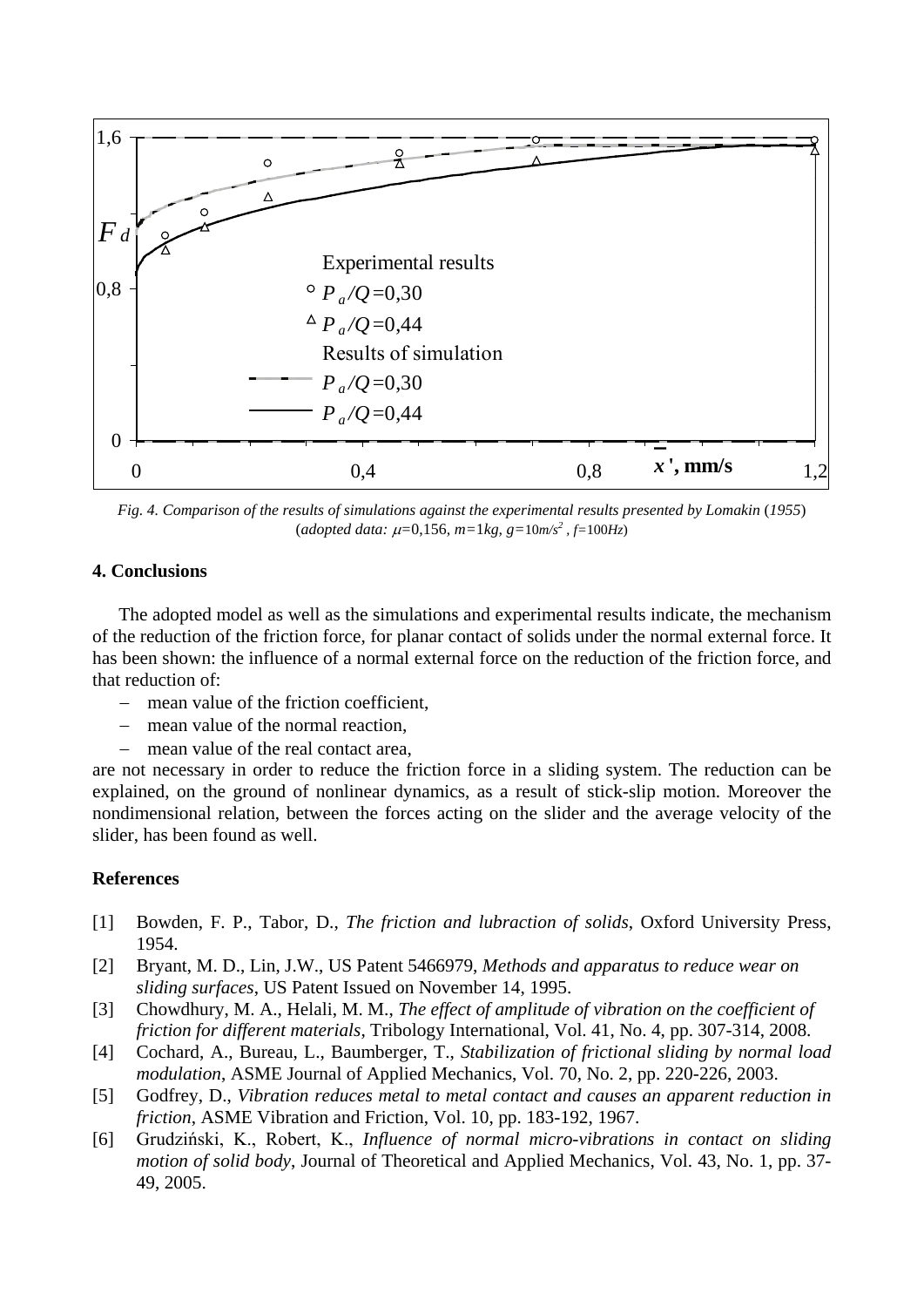*Fig. 4. Comparison of the results of simulations against the experimental results presented by Lomakin (1955)* (*adopted data:* $\mu$=0,156, *m*=1*kg*, *g*=10*m/s*$^2$ , *f*=100*Hz*)

## 4. Conclusions

The adopted model as well as the simulations and experimental results indicate, the mechanism of the reduction of the friction force, for planar contact of solids under the normal external force. It has been shown: the influence of a normal external force on the reduction of the friction force, and that reduction of:

- mean value of the friction coefficient,
- mean value of the normal reaction,
- mean value of the real contact area,

are not necessary in order to reduce the friction force in a sliding system. The reduction can be explained, on the ground of nonlinear dynamics, as a result of stick-slip motion. Moreover the nondimensional relation, between the forces acting on the slider and the average velocity of the slider, has been found as well.

## References

[1] Bowden, F. P., Tabor, D., *The friction and lubraction of solids*, Oxford University Press, 1954.

[2] Bryant, M. D., Lin, J.W., US Patent 5466979, *Methods and apparatus to reduce wear on sliding surfaces*, US Patent Issued on November 14, 1995.

[3] Chowdhury, M. A., Helali, M. M., *The effect of amplitude of vibration on the coefficient of friction for different materials*, Tribology International, Vol. 41, No. 4, pp. 307-314, 2008.

[4] Cochard, A., Bureau, L., Baumberger, T., *Stabilization of frictional sliding by normal load modulation*, ASME Journal of Applied Mechanics, Vol. 70, No. 2, pp. 220-226, 2003.

[5] Godfrey, D., *Vibration reduces metal to metal contact and causes an apparent reduction in friction*, ASME Vibration and Friction, Vol. 10, pp. 183-192, 1967.

[6] Grudziński, K., Robert, K., *Influence of normal micro-vibrations in contact on sliding motion of solid body*, Journal of Theoretical and Applied Mechanics, Vol. 43, No. 1, pp. 37-49, 2005.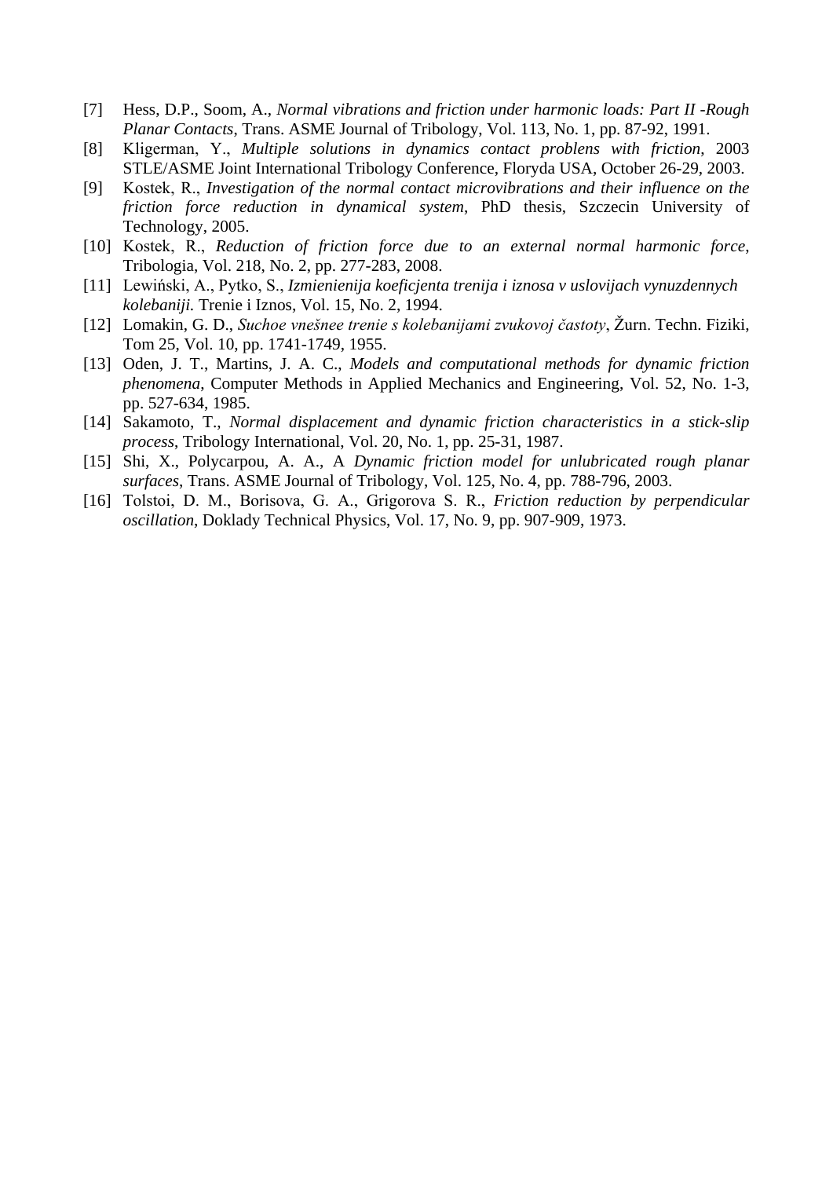[7] Hess, D.P., Soom, A., *Normal vibrations and friction under harmonic loads: Part II -Rough Planar Contacts*, Trans. ASME Journal of Tribology, Vol. 113, No. 1, pp. 87-92, 1991.

[8] Kligerman, Y., *Multiple solutions in dynamics contact problens with friction*, 2003 STLE/ASME Joint International Tribology Conference, Floryda USA, October 26-29, 2003.

[9] Kostek, R., *Investigation of the normal contact microvibrations and their influence on the friction force reduction in dynamical system*, PhD thesis, Szczecin University of Technology, 2005.

[10] Kostek, R., *Reduction of friction force due to an external normal harmonic force*, Tribologia, Vol. 218, No. 2, pp. 277-283, 2008.

[11] Lewiński, A., Pytko, S., *Izmienienija koeficjenta trenija i iznosa v uslovijach vynuzdennych kolebaniji.* Trenie i Iznos, Vol. 15, No. 2, 1994.

[12] Lomakin, G. D., *Suchoe vnešnee trenie s kolebanijami zvukovoj častoty*, Žurn. Techn. Fiziki, Tom 25, Vol. 10, pp. 1741-1749, 1955.

[13] Oden, J. T., Martins, J. A. C., *Models and computational methods for dynamic friction phenomena*, Computer Methods in Applied Mechanics and Engineering, Vol. 52, No. 1-3, pp. 527-634, 1985.

[14] Sakamoto, T., *Normal displacement and dynamic friction characteristics in a stick-slip process*, Tribology International, Vol. 20, No. 1, pp. 25-31, 1987.

[15] Shi, X., Polycarpou, A. A., A *Dynamic friction model for unlubricated rough planar surfaces*, Trans. ASME Journal of Tribology, Vol. 125, No. 4, pp. 788-796, 2003.

[16] Tolstoi, D. M., Borisova, G. A., Grigorova S. R., *Friction reduction by perpendicular oscillation*, Doklady Technical Physics, Vol. 17, No. 9, pp. 907-909, 1973.